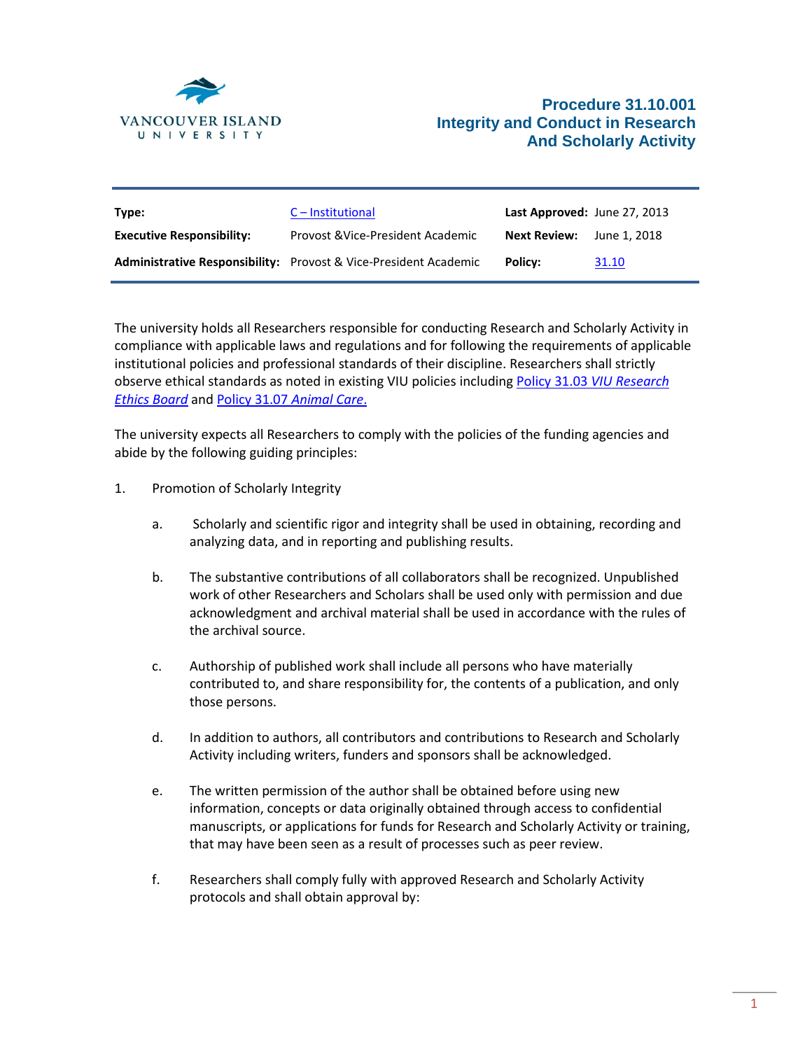VANCOUVER ISLAND UNIVERSITY

# Procedure 31.10.001
# Integrity and Conduct in Research And Scholarly Activity

| **Type:** | C – Institutional | **Last Approved:** | June 27, 2013 |
|---|---|---|---|
| **Executive Responsibility:** | Provost &Vice-President Academic | **Next Review:** | June 1, 2018 |
| **Administrative Responsibility:** | Provost & Vice-President Academic | **Policy:** | 31.10 |

The university holds all Researchers responsible for conducting Research and Scholarly Activity in compliance with applicable laws and regulations and for following the requirements of applicable institutional policies and professional standards of their discipline. Researchers shall strictly observe ethical standards as noted in existing VIU policies including Policy 31.03 *VIU Research Ethics Board* and Policy 31.07 *Animal Care*.

The university expects all Researchers to comply with the policies of the funding agencies and abide by the following guiding principles:

1. Promotion of Scholarly Integrity

    a. Scholarly and scientific rigor and integrity shall be used in obtaining, recording and analyzing data, and in reporting and publishing results.

    b. The substantive contributions of all collaborators shall be recognized. Unpublished work of other Researchers and Scholars shall be used only with permission and due acknowledgment and archival material shall be used in accordance with the rules of the archival source.

    c. Authorship of published work shall include all persons who have materially contributed to, and share responsibility for, the contents of a publication, and only those persons.

    d. In addition to authors, all contributors and contributions to Research and Scholarly Activity including writers, funders and sponsors shall be acknowledged.

    e. The written permission of the author shall be obtained before using new information, concepts or data originally obtained through access to confidential manuscripts, or applications for funds for Research and Scholarly Activity or training, that may have been seen as a result of processes such as peer review.

    f. Researchers shall comply fully with approved Research and Scholarly Activity protocols and shall obtain approval by: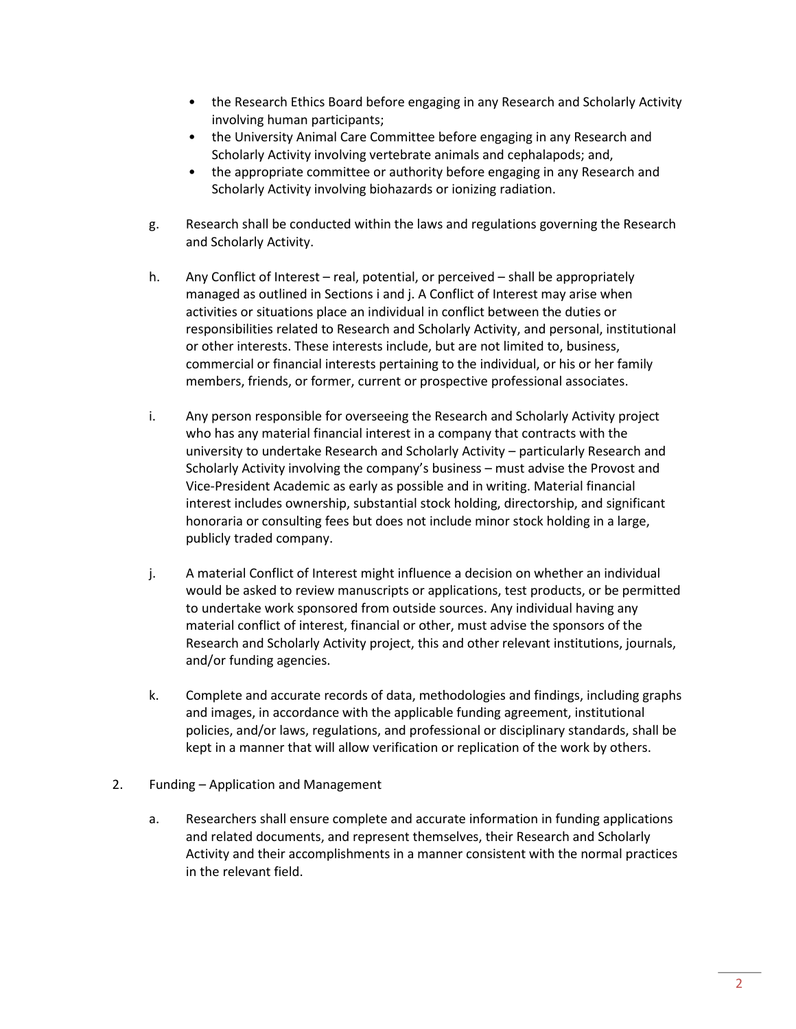- the Research Ethics Board before engaging in any Research and Scholarly Activity involving human participants;
- the University Animal Care Committee before engaging in any Research and Scholarly Activity involving vertebrate animals and cephalapods; and,
- the appropriate committee or authority before engaging in any Research and Scholarly Activity involving biohazards or ionizing radiation.

g. Research shall be conducted within the laws and regulations governing the Research and Scholarly Activity.

h. Any Conflict of Interest – real, potential, or perceived – shall be appropriately managed as outlined in Sections i and j. A Conflict of Interest may arise when activities or situations place an individual in conflict between the duties or responsibilities related to Research and Scholarly Activity, and personal, institutional or other interests. These interests include, but are not limited to, business, commercial or financial interests pertaining to the individual, or his or her family members, friends, or former, current or prospective professional associates.

i. Any person responsible for overseeing the Research and Scholarly Activity project who has any material financial interest in a company that contracts with the university to undertake Research and Scholarly Activity – particularly Research and Scholarly Activity involving the company's business – must advise the Provost and Vice-President Academic as early as possible and in writing. Material financial interest includes ownership, substantial stock holding, directorship, and significant honoraria or consulting fees but does not include minor stock holding in a large, publicly traded company.

j. A material Conflict of Interest might influence a decision on whether an individual would be asked to review manuscripts or applications, test products, or be permitted to undertake work sponsored from outside sources. Any individual having any material conflict of interest, financial or other, must advise the sponsors of the Research and Scholarly Activity project, this and other relevant institutions, journals, and/or funding agencies.

k. Complete and accurate records of data, methodologies and findings, including graphs and images, in accordance with the applicable funding agreement, institutional policies, and/or laws, regulations, and professional or disciplinary standards, shall be kept in a manner that will allow verification or replication of the work by others.

2. Funding – Application and Management

   a. Researchers shall ensure complete and accurate information in funding applications and related documents, and represent themselves, their Research and Scholarly Activity and their accomplishments in a manner consistent with the normal practices in the relevant field.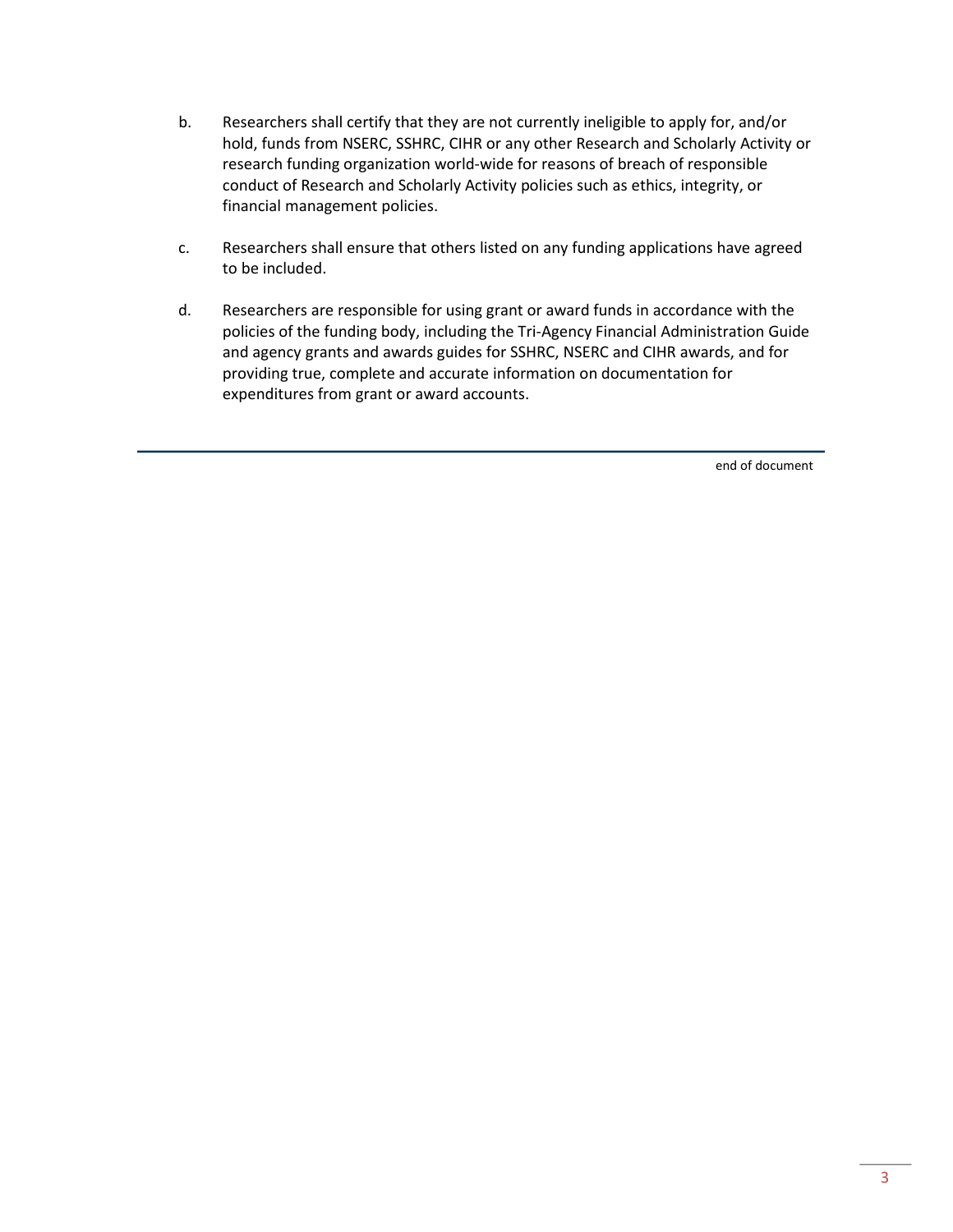b. Researchers shall certify that they are not currently ineligible to apply for, and/or hold, funds from NSERC, SSHRC, CIHR or any other Research and Scholarly Activity or research funding organization world-wide for reasons of breach of responsible conduct of Research and Scholarly Activity policies such as ethics, integrity, or financial management policies.

c. Researchers shall ensure that others listed on any funding applications have agreed to be included.

d. Researchers are responsible for using grant or award funds in accordance with the policies of the funding body, including the Tri-Agency Financial Administration Guide and agency grants and awards guides for SSHRC, NSERC and CIHR awards, and for providing true, complete and accurate information on documentation for expenditures from grant or award accounts.

---

end of document